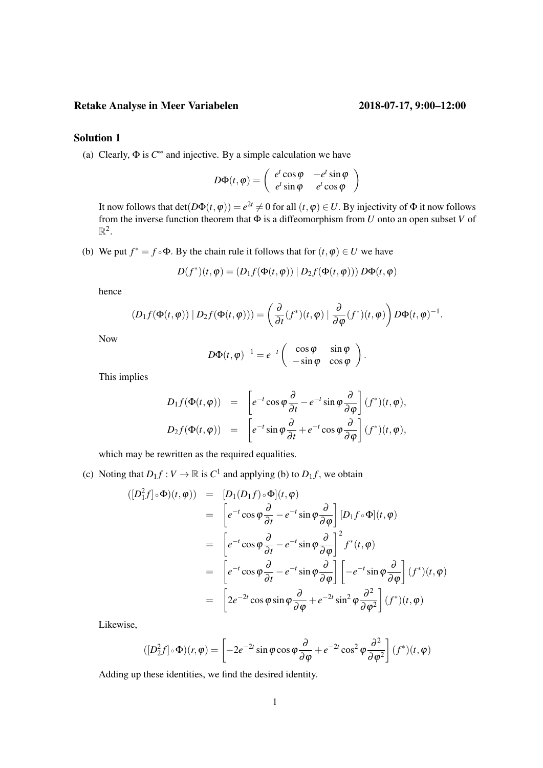**Retake Analyse in Meer Variabelen** **2018-07-17, 9:00–12:00**

## Solution 1

(a) Clearly, $\Phi$ is $C^\infty$ and injective. By a simple calculation we have

$$D\Phi(t,\varphi) = \begin{pmatrix} e^t\cos\varphi & -e^t\sin\varphi \\ e^t\sin\varphi & e^t\cos\varphi \end{pmatrix}$$

It now follows that $\det(D\Phi(t,\varphi)) = e^{2t} \neq 0$ for all $(t,\varphi) \in U$. By injectivity of $\Phi$ it now follows from the inverse function theorem that $\Phi$ is a diffeomorphism from $U$ onto an open subset $V$ of $\mathbb{R}^2$.

(b) We put $f^* = f \circ \Phi$. By the chain rule it follows that for $(t,\varphi) \in U$ we have

$$D(f^*)(t,\varphi) = (D_1 f(\Phi(t,\varphi)) \mid D_2 f(\Phi(t,\varphi)))\, D\Phi(t,\varphi)$$

hence

$$(D_1 f(\Phi(t,\varphi)) \mid D_2 f(\Phi(t,\varphi))) = \left(\frac{\partial}{\partial t}(f^*)(t,\varphi) \mid \frac{\partial}{\partial\varphi}(f^*)(t,\varphi)\right) D\Phi(t,\varphi)^{-1}.$$

Now

$$D\Phi(t,\varphi)^{-1} = e^{-t}\begin{pmatrix} \cos\varphi & \sin\varphi \\ -\sin\varphi & \cos\varphi \end{pmatrix}.$$

This implies

$$\begin{aligned} D_1 f(\Phi(t,\varphi)) &= \left[e^{-t}\cos\varphi\frac{\partial}{\partial t} - e^{-t}\sin\varphi\frac{\partial}{\partial\varphi}\right](f^*)(t,\varphi), \\ D_2 f(\Phi(t,\varphi)) &= \left[e^{-t}\sin\varphi\frac{\partial}{\partial t} + e^{-t}\cos\varphi\frac{\partial}{\partial\varphi}\right](f^*)(t,\varphi), \end{aligned}$$

which may be rewritten as the required equalities.

(c) Noting that $D_1 f : V \to \mathbb{R}$ is $C^1$ and applying (b) to $D_1 f$, we obtain

$$\begin{aligned} ([D_1^2 f] \circ \Phi)(t,\varphi)) &= [D_1(D_1 f) \circ \Phi](t,\varphi) \\ &= \left[e^{-t}\cos\varphi\frac{\partial}{\partial t} - e^{-t}\sin\varphi\frac{\partial}{\partial\varphi}\right][D_1 f \circ \Phi](t,\varphi) \\ &= \left[e^{-t}\cos\varphi\frac{\partial}{\partial t} - e^{-t}\sin\varphi\frac{\partial}{\partial\varphi}\right]^2 f^*(t,\varphi) \\ &= \left[e^{-t}\cos\varphi\frac{\partial}{\partial t} - e^{-t}\sin\varphi\frac{\partial}{\partial\varphi}\right]\left[-e^{-t}\sin\varphi\frac{\partial}{\partial\varphi}\right](f^*)(t,\varphi) \\ &= \left[2e^{-2t}\cos\varphi\sin\varphi\frac{\partial}{\partial\varphi} + e^{-2t}\sin^2\varphi\frac{\partial^2}{\partial\varphi^2}\right](f^*)(t,\varphi) \end{aligned}$$

Likewise,

$$([D_2^2 f] \circ \Phi)(r,\varphi) = \left[-2e^{-2t}\sin\varphi\cos\varphi\frac{\partial}{\partial\varphi} + e^{-2t}\cos^2\varphi\frac{\partial^2}{\partial\varphi^2}\right](f^*)(t,\varphi)$$

Adding up these identities, we find the desired identity.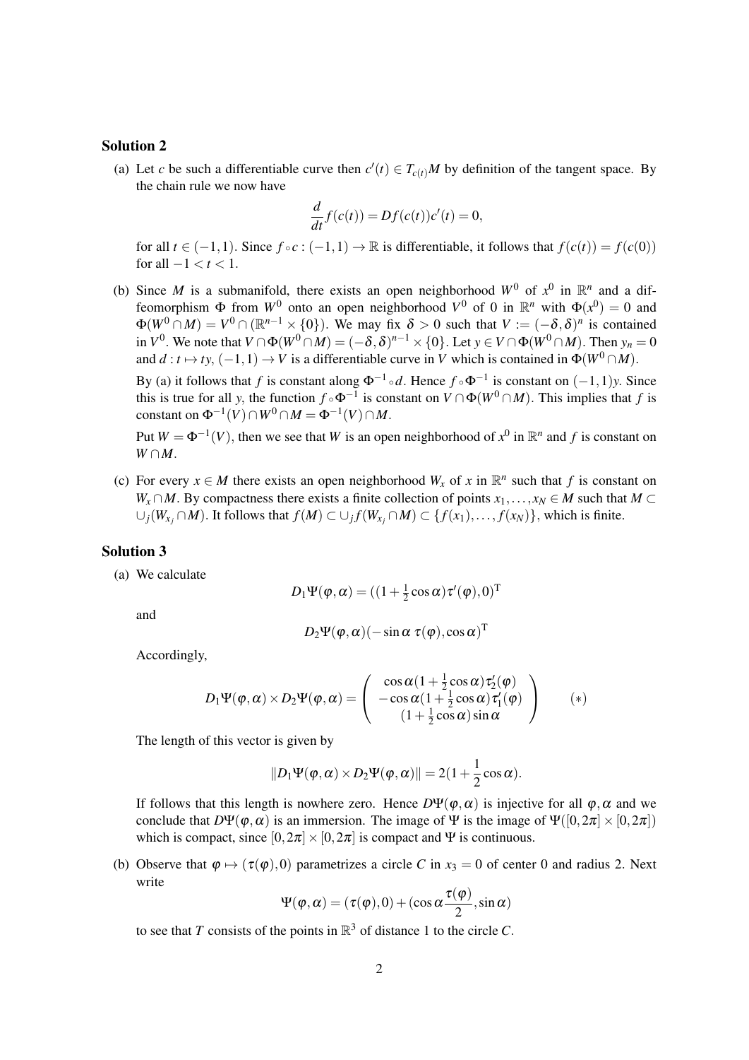## Solution 2

(a) Let $c$ be such a differentiable curve then $c'(t) \in T_{c(t)}M$ by definition of the tangent space. By the chain rule we now have

$$\frac{d}{dt}f(c(t)) = Df(c(t))c'(t) = 0,$$

for all $t \in (-1,1)$. Since $f \circ c : (-1,1) \to \mathbb{R}$ is differentiable, it follows that $f(c(t)) = f(c(0))$ for all $-1 < t < 1$.

(b) Since $M$ is a submanifold, there exists an open neighborhood $W^0$ of $x^0$ in $\mathbb{R}^n$ and a diffeomorphism $\Phi$ from $W^0$ onto an open neighborhood $V^0$ of 0 in $\mathbb{R}^n$ with $\Phi(x^0) = 0$ and $\Phi(W^0 \cap M) = V^0 \cap (\mathbb{R}^{n-1} \times \{0\})$. We may fix $\delta > 0$ such that $V := (-\delta, \delta)^n$ is contained in $V^0$. We note that $V \cap \Phi(W^0 \cap M) = (-\delta, \delta)^{n-1} \times \{0\}$. Let $y \in V \cap \Phi(W^0 \cap M)$. Then $y_n = 0$ and $d : t \mapsto ty$, $(-1,1) \to V$ is a differentiable curve in $V$ which is contained in $\Phi(W^0 \cap M)$.

By (a) it follows that $f$ is constant along $\Phi^{-1} \circ d$. Hence $f \circ \Phi^{-1}$ is constant on $(-1,1)y$. Since this is true for all $y$, the function $f \circ \Phi^{-1}$ is constant on $V \cap \Phi(W^0 \cap M)$. This implies that $f$ is constant on $\Phi^{-1}(V) \cap W^0 \cap M = \Phi^{-1}(V) \cap M$.

Put $W = \Phi^{-1}(V)$, then we see that $W$ is an open neighborhood of $x^0$ in $\mathbb{R}^n$ and $f$ is constant on $W \cap M$.

(c) For every $x \in M$ there exists an open neighborhood $W_x$ of $x$ in $\mathbb{R}^n$ such that $f$ is constant on $W_x \cap M$. By compactness there exists a finite collection of points $x_1, \ldots, x_N \in M$ such that $M \subset \cup_j (W_{x_j} \cap M)$. It follows that $f(M) \subset \cup_j f(W_{x_j} \cap M) \subset \{f(x_1), \ldots, f(x_N)\}$, which is finite.

## Solution 3

(a) We calculate

$$D_1\Psi(\varphi, \alpha) = ((1 + \tfrac{1}{2}\cos\alpha)\tau'(\varphi), 0)^{\mathrm{T}}$$

and

$$D_2\Psi(\varphi, \alpha)(-\sin\alpha\ \tau(\varphi), \cos\alpha)^{\mathrm{T}}$$

Accordingly,

$$D_1\Psi(\varphi,\alpha) \times D_2\Psi(\varphi,\alpha) = \begin{pmatrix} \cos\alpha(1+\frac{1}{2}\cos\alpha)\tau_2'(\varphi) \\ -\cos\alpha(1+\frac{1}{2}\cos\alpha)\tau_1'(\varphi) \\ (1+\frac{1}{2}\cos\alpha)\sin\alpha \end{pmatrix} \qquad (*)$$

The length of this vector is given by

$$\|D_1\Psi(\varphi,\alpha) \times D_2\Psi(\varphi,\alpha)\| = 2(1 + \frac{1}{2}\cos\alpha).$$

If follows that this length is nowhere zero. Hence $D\Psi(\varphi,\alpha)$ is injective for all $\varphi, \alpha$ and we conclude that $D\Psi(\varphi,\alpha)$ is an immersion. The image of $\Psi$ is the image of $\Psi([0,2\pi] \times [0,2\pi])$ which is compact, since $[0,2\pi] \times [0,2\pi]$ is compact and $\Psi$ is continuous.

(b) Observe that $\varphi \mapsto (\tau(\varphi), 0)$ parametrizes a circle $C$ in $x_3 = 0$ of center 0 and radius 2. Next write

$$\Psi(\varphi,\alpha) = (\tau(\varphi), 0) + (\cos\alpha\frac{\tau(\varphi)}{2}, \sin\alpha)$$

to see that $T$ consists of the points in $\mathbb{R}^3$ of distance 1 to the circle $C$.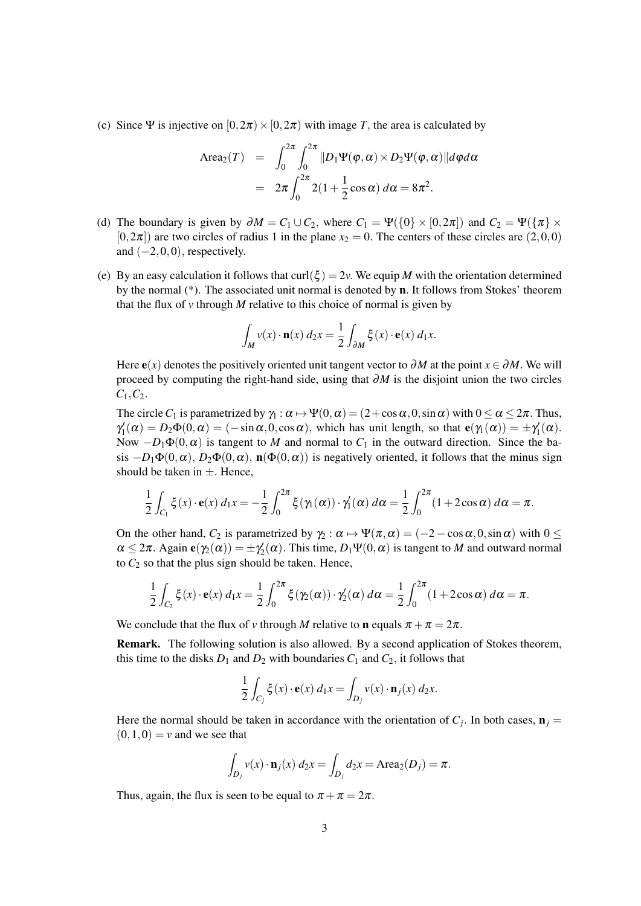(c) Since $\Psi$ is injective on $[0,2\pi) \times [0,2\pi)$ with image $T$, the area is calculated by

$$\begin{aligned}
\text{Area}_2(T) &= \int_0^{2\pi} \int_0^{2\pi} \|D_1\Psi(\varphi,\alpha) \times D_2\Psi(\varphi,\alpha)\| d\varphi d\alpha \\
&= 2\pi \int_0^{2\pi} 2(1 + \frac{1}{2}\cos\alpha)\, d\alpha = 8\pi^2.
\end{aligned}$$

(d) The boundary is given by $\partial M = C_1 \cup C_2$, where $C_1 = \Psi(\{0\} \times [0,2\pi])$ and $C_2 = \Psi(\{\pi\} \times [0,2\pi])$ are two circles of radius 1 in the plane $x_2 = 0$. The centers of these circles are $(2,0,0)$ and $(-2,0,0)$, respectively.

(e) By an easy calculation it follows that $\text{curl}(\xi) = 2v$. We equip $M$ with the orientation determined by the normal (*). The associated unit normal is denoted by $\mathbf{n}$. It follows from Stokes' theorem that the flux of $v$ through $M$ relative to this choice of normal is given by

$$\int_M v(x) \cdot \mathbf{n}(x)\, d_2x = \frac{1}{2} \int_{\partial M} \xi(x) \cdot \mathbf{e}(x)\, d_1x.$$

Here $\mathbf{e}(x)$ denotes the positively oriented unit tangent vector to $\partial M$ at the point $x \in \partial M$. We will proceed by computing the right-hand side, using that $\partial M$ is the disjoint union the two circles $C_1, C_2$.

The circle $C_1$ is parametrized by $\gamma_1 : \alpha \mapsto \Psi(0,\alpha) = (2+\cos\alpha, 0, \sin\alpha)$ with $0 \leq \alpha \leq 2\pi$. Thus, $\gamma_1'(\alpha) = D_2\Phi(0,\alpha) = (-\sin\alpha, 0, \cos\alpha)$, which has unit length, so that $\mathbf{e}(\gamma_1(\alpha)) = \pm\gamma_1'(\alpha)$. Now $-D_1\Phi(0,\alpha)$ is tangent to $M$ and normal to $C_1$ in the outward direction. Since the basis $-D_1\Phi(0,\alpha)$, $D_2\Phi(0,\alpha)$, $\mathbf{n}(\Phi(0,\alpha))$ is negatively oriented, it follows that the minus sign should be taken in $\pm$. Hence,

$$\frac{1}{2} \int_{C_1} \xi(x) \cdot \mathbf{e}(x)\, d_1x = -\frac{1}{2} \int_0^{2\pi} \xi(\gamma_1(\alpha)) \cdot \gamma_1'(\alpha)\, d\alpha = \frac{1}{2} \int_0^{2\pi} (1 + 2\cos\alpha)\, d\alpha = \pi.$$

On the other hand, $C_2$ is parametrized by $\gamma_2 : \alpha \mapsto \Psi(\pi,\alpha) = (-2-\cos\alpha, 0, \sin\alpha)$ with $0 \leq \alpha \leq 2\pi$. Again $\mathbf{e}(\gamma_2(\alpha)) = \pm\gamma_2'(\alpha)$. This time, $D_1\Psi(0,\alpha)$ is tangent to $M$ and outward normal to $C_2$ so that the plus sign should be taken. Hence,

$$\frac{1}{2} \int_{C_2} \xi(x) \cdot \mathbf{e}(x)\, d_1x = \frac{1}{2} \int_0^{2\pi} \xi(\gamma_2(\alpha)) \cdot \gamma_2'(\alpha)\, d\alpha = \frac{1}{2} \int_0^{2\pi} (1 + 2\cos\alpha)\, d\alpha = \pi.$$

We conclude that the flux of $v$ through $M$ relative to $\mathbf{n}$ equals $\pi + \pi = 2\pi$.

**Remark.** The following solution is also allowed. By a second application of Stokes theorem, this time to the disks $D_1$ and $D_2$ with boundaries $C_1$ and $C_2$, it follows that

$$\frac{1}{2} \int_{C_j} \xi(x) \cdot \mathbf{e}(x)\, d_1x = \int_{D_j} v(x) \cdot \mathbf{n}_j(x)\, d_2x.$$

Here the normal should be taken in accordance with the orientation of $C_j$. In both cases, $\mathbf{n}_j = (0,1,0) = v$ and we see that

$$\int_{D_j} v(x) \cdot \mathbf{n}_j(x)\, d_2x = \int_{D_j} d_2x = \text{Area}_2(D_j) = \pi.$$

Thus, again, the flux is seen to be equal to $\pi + \pi = 2\pi$.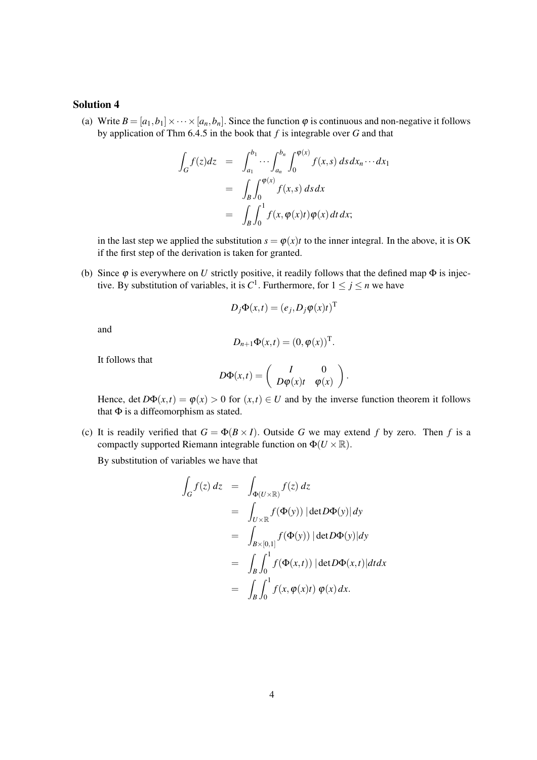## Solution 4

(a) Write $B = [a_1, b_1] \times \cdots \times [a_n, b_n]$. Since the function $\varphi$ is continuous and non-negative it follows by application of Thm 6.4.5 in the book that $f$ is integrable over $G$ and that

$$
\begin{aligned}
\int_G f(z) dz &= \int_{a_1}^{b_1} \cdots \int_{a_n}^{b_n} \int_0^{\varphi(x)} f(x,s)\, ds\, dx_n \cdots dx_1 \\
&= \int_B \int_0^{\varphi(x)} f(x,s)\, ds\, dx \\
&= \int_B \int_0^1 f(x, \varphi(x)t) \varphi(x)\, dt\, dx;
\end{aligned}
$$

in the last step we applied the substitution $s = \varphi(x)t$ to the inner integral. In the above, it is OK if the first step of the derivation is taken for granted.

(b) Since $\varphi$ is everywhere on $U$ strictly positive, it readily follows that the defined map $\Phi$ is injective. By substitution of variables, it is $C^1$. Furthermore, for $1 \leq j \leq n$ we have

$$
D_j \Phi(x,t) = (e_j, D_j \varphi(x) t)^{\mathrm{T}}
$$

and

$$
D_{n+1} \Phi(x,t) = (0, \varphi(x))^{\mathrm{T}}.
$$

It follows that

$$
D\Phi(x,t) = \begin{pmatrix} I & 0 \\ D\varphi(x)t & \varphi(x) \end{pmatrix}.
$$

Hence, $\det D\Phi(x,t) = \varphi(x) > 0$ for $(x,t) \in U$ and by the inverse function theorem it follows that $\Phi$ is a diffeomorphism as stated.

(c) It is readily verified that $G = \Phi(B \times I)$. Outside $G$ we may extend $f$ by zero. Then $f$ is a compactly supported Riemann integrable function on $\Phi(U \times \mathbb{R})$.

By substitution of variables we have that

$$
\begin{aligned}
\int_G f(z)\, dz &= \int_{\Phi(U \times \mathbb{R})} f(z)\, dz \\
&= \int_{U \times \mathbb{R}} f(\Phi(y))\, |\det D\Phi(y)|\, dy \\
&= \int_{B \times [0,1]} f(\Phi(y))\, |\det D\Phi(y)| dy \\
&= \int_B \int_0^1 f(\Phi(x,t))\, |\det D\Phi(x,t)| dt dx \\
&= \int_B \int_0^1 f(x, \varphi(x)t)\, \varphi(x)\, dx.
\end{aligned}
$$